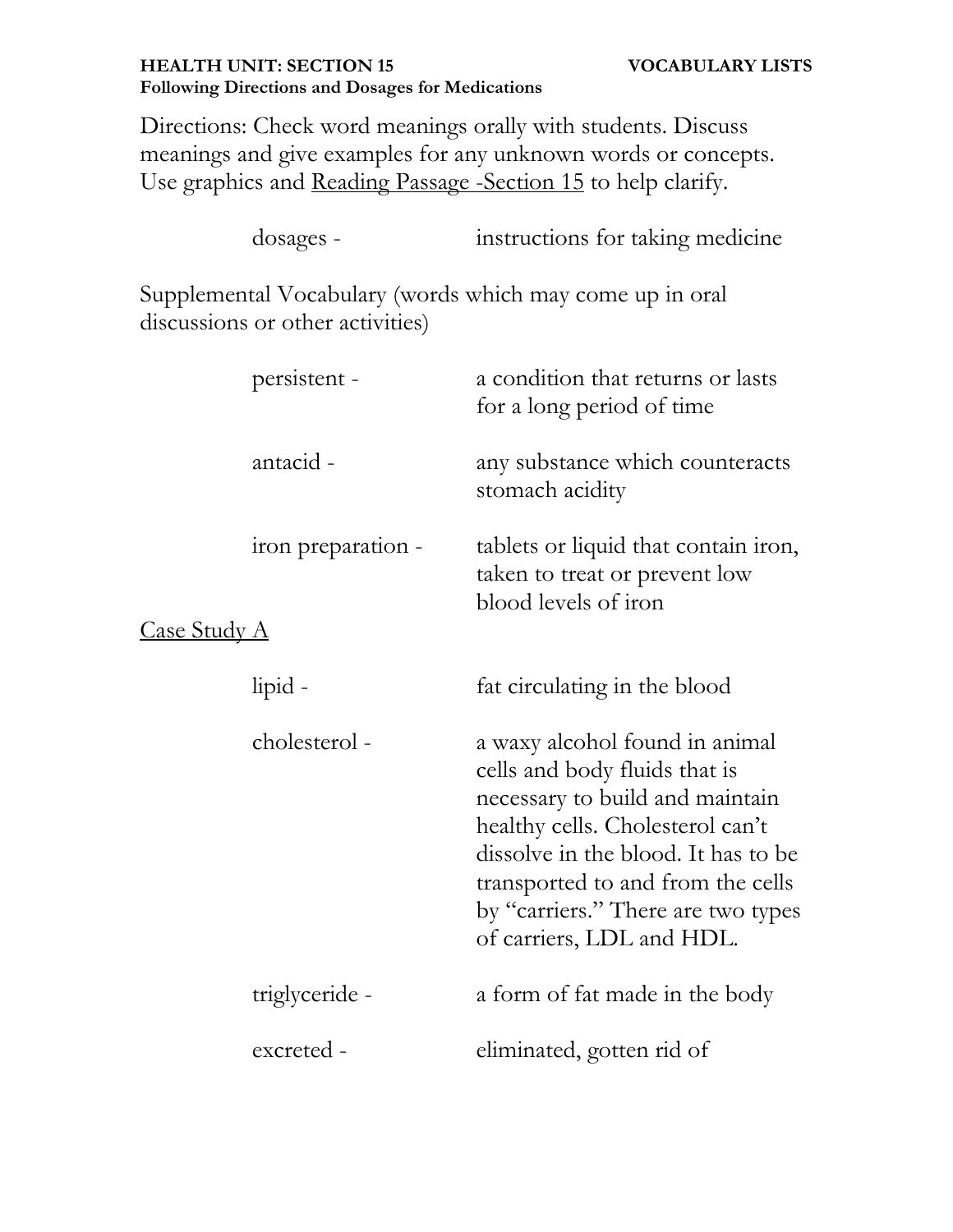**HEALTH UNIT: SECTION 15** **VOCABULARY LISTS**

**Following Directions and Dosages for Medications**

Directions: Check word meanings orally with students. Discuss meanings and give examples for any unknown words or concepts. Use graphics and Reading Passage -Section 15 to help clarify.

| | |
|---|---|
| dosages - | instructions for taking medicine |

Supplemental Vocabulary (words which may come up in oral discussions or other activities)

| | |
|---|---|
| persistent - | a condition that returns or lasts for a long period of time |
| antacid - | any substance which counteracts stomach acidity |
| iron preparation - | tablets or liquid that contain iron, taken to treat or prevent low blood levels of iron |

Case Study A

| | |
|---|---|
| lipid - | fat circulating in the blood |
| cholesterol - | a waxy alcohol found in animal cells and body fluids that is necessary to build and maintain healthy cells. Cholesterol can't dissolve in the blood. It has to be transported to and from the cells by "carriers." There are two types of carriers, LDL and HDL. |
| triglyceride - | a form of fat made in the body |
| excreted - | eliminated, gotten rid of |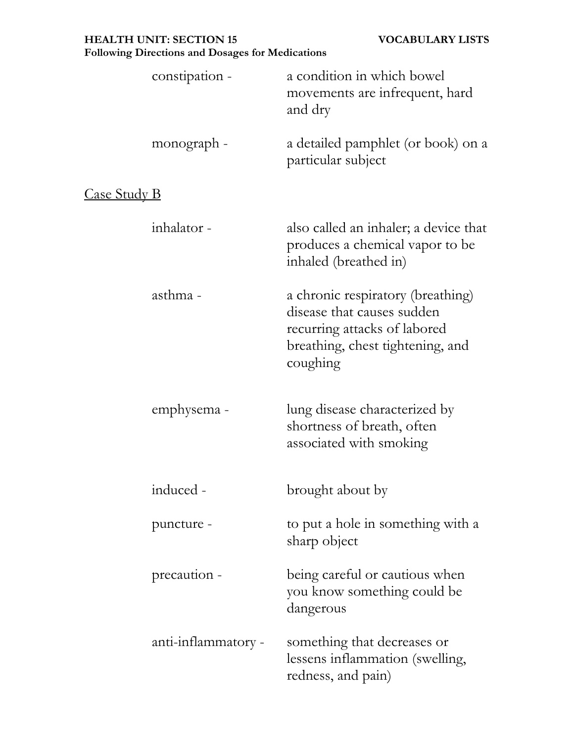constipation - a condition in which bowel movements are infrequent, hard and dry

monograph - a detailed pamphlet (or book) on a particular subject

Case Study B

inhalator - also called an inhaler; a device that produces a chemical vapor to be inhaled (breathed in)

asthma - a chronic respiratory (breathing) disease that causes sudden recurring attacks of labored breathing, chest tightening, and coughing

emphysema - lung disease characterized by shortness of breath, often associated with smoking

induced - brought about by

puncture - to put a hole in something with a sharp object

precaution - being careful or cautious when you know something could be dangerous

anti-inflammatory - something that decreases or lessens inflammation (swelling, redness, and pain)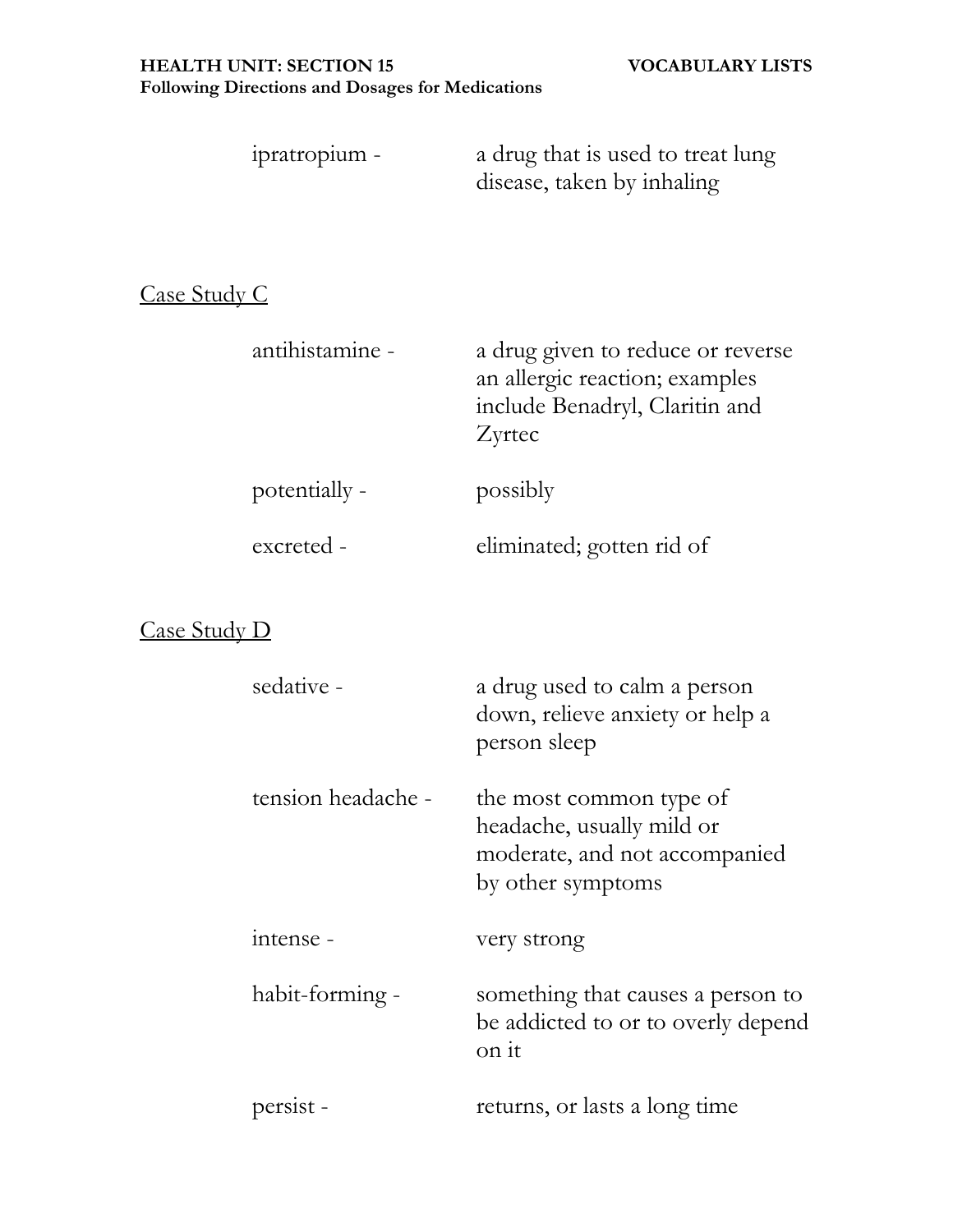ipratropium - a drug that is used to treat lung disease, taken by inhaling

## Case Study C

antihistamine - a drug given to reduce or reverse an allergic reaction; examples include Benadryl, Claritin and Zyrtec

potentially - possibly

excreted - eliminated; gotten rid of

## Case Study D

sedative - a drug used to calm a person down, relieve anxiety or help a person sleep

tension headache - the most common type of headache, usually mild or moderate, and not accompanied by other symptoms

intense - very strong

habit-forming - something that causes a person to be addicted to or to overly depend on it

persist - returns, or lasts a long time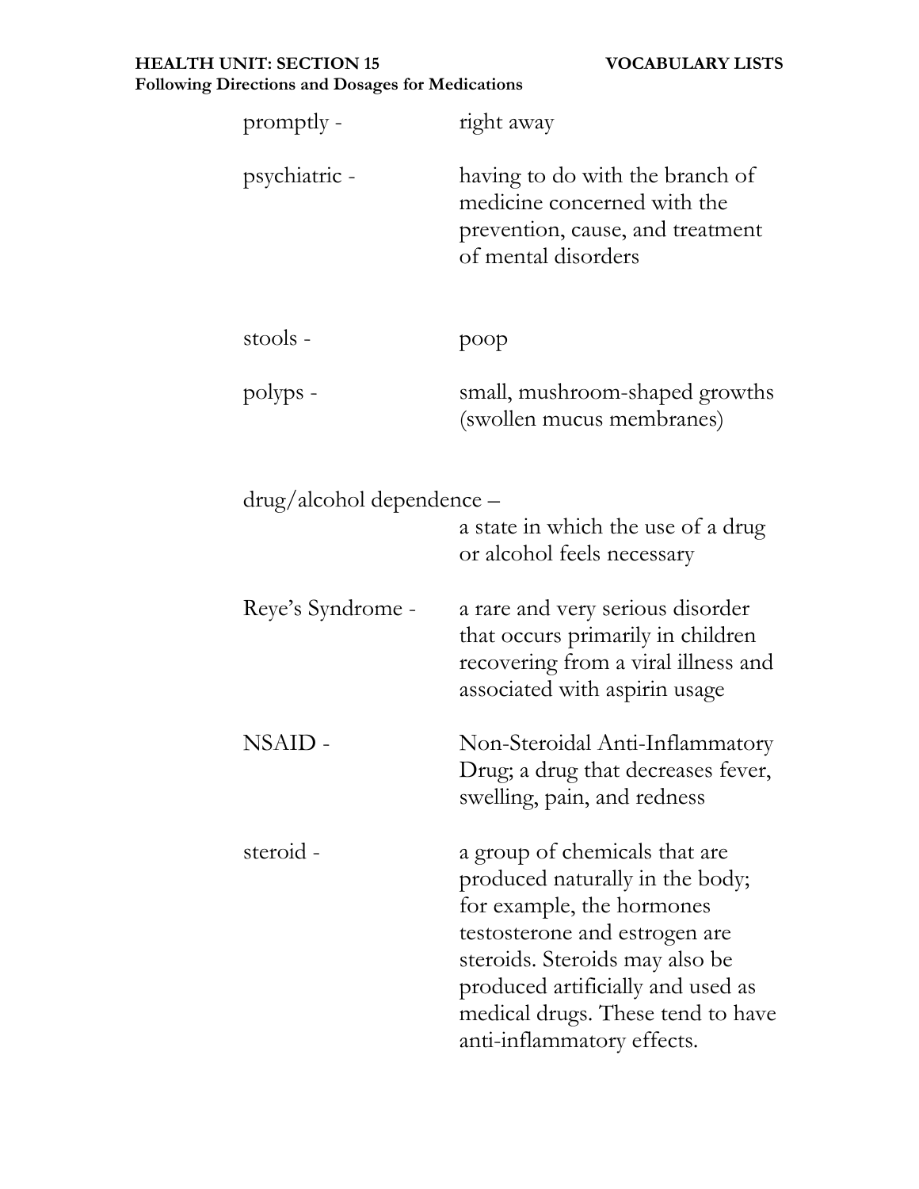**HEALTH UNIT: SECTION 15** **VOCABULARY LISTS**
**Following Directions and Dosages for Medications**

promptly - right away

psychiatric - having to do with the branch of medicine concerned with the prevention, cause, and treatment of mental disorders

stools - poop

polyps - small, mushroom-shaped growths (swollen mucus membranes)

drug/alcohol dependence – a state in which the use of a drug or alcohol feels necessary

Reye's Syndrome - a rare and very serious disorder that occurs primarily in children recovering from a viral illness and associated with aspirin usage

NSAID - Non-Steroidal Anti-Inflammatory Drug; a drug that decreases fever, swelling, pain, and redness

steroid - a group of chemicals that are produced naturally in the body; for example, the hormones testosterone and estrogen are steroids. Steroids may also be produced artificially and used as medical drugs. These tend to have anti-inflammatory effects.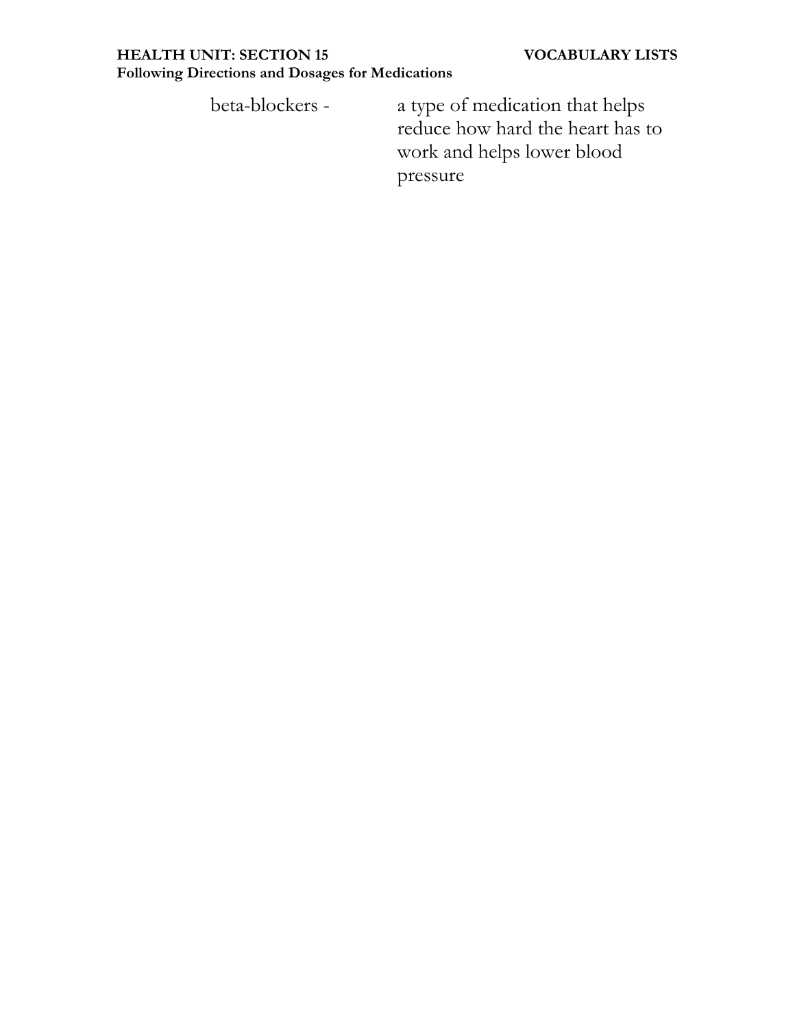beta-blockers - a type of medication that helps reduce how hard the heart has to work and helps lower blood pressure